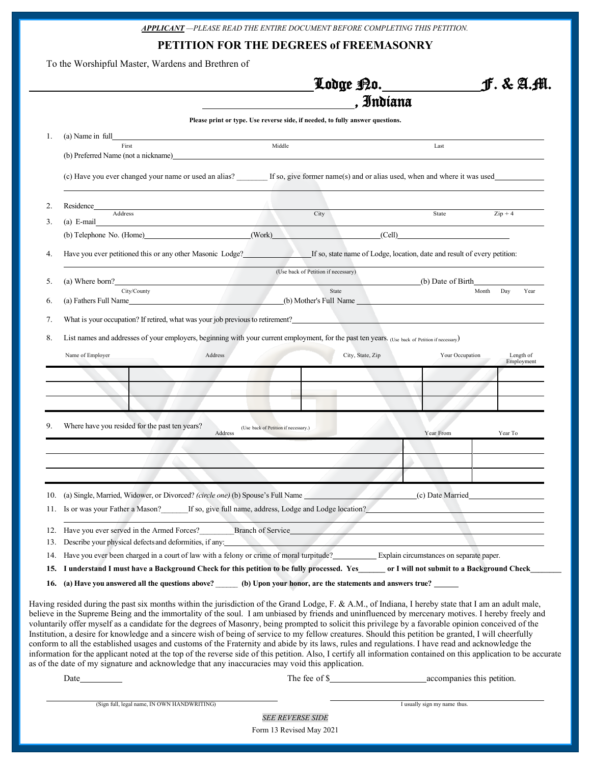***APPLICANT*** *—PLEASE READ THE ENTIRE DOCUMENT BEFORE COMPLETING THIS PETITION.*

# PETITION FOR THE DEGREES of FREEMASONRY

To the Worshipful Master, Wardens and Brethren of

______________________________ Lodge No. __________ F. & A.M.

______________________, Indiana

**Please print or type. Use reverse side, if needed, to fully answer questions.**

1. (a) Name in full ______________________________________________
   First Middle Last

   (b) Preferred Name (not a nickname) ______________________________

   (c) Have you ever changed your name or used an alias? _______ If so, give former name(s) and or alias used, when and where it was used ______________________________

2. Residence ______________________________________________
   Address City State Zip + 4

3. (a) E-mail ______________________________________________

   (b) Telephone No. (Home) ____________ (Work) ____________ (Cell) ____________

4. Have you ever petitioned this or any other Masonic Lodge? __________ If so, state name of Lodge, location, date and result of every petition: ______________________________
   (Use back of Petition if necessary)

5. (a) Where born? ______________________________ (b) Date of Birth ____________
   City/County State Month Day Year

6. (a) Fathers Full Name ____________________ (b) Mother's Full Name ____________________

7. What is your occupation? If retired, what was your job previous to retirement? ______________________________

8. List names and addresses of your employers, beginning with your current employment, for the past ten years. (Use back of Petition if necessary)

| Name of Employer | Address | City, State, Zip | Your Occupation | Length of Employment |
|---|---|---|---|---|
| | | | | |
| | | | | |
| | | | | |

9. Where have you resided for the past ten years? (Use back of Petition if necessary.)

| Address | Year From | Year To |
|---|---|---|
| | | |
| | | |
| | | |

10. (a) Single, Married, Widower, or Divorced? *(circle one)* (b) Spouse's Full Name ____________________ (c) Date Married ____________

11. Is or was your Father a Mason? ______ If so, give full name, address, Lodge and Lodge location? ______________________________

12. Have you ever served in the Armed Forces? ________ Branch of Service ______________________________

13. Describe your physical defects and deformities, if any: ______________________________

14. Have you ever been charged in a court of law with a felony or crime of moral turpitude? __________ Explain circumstances on separate paper.

15. **I understand I must have a Background Check for this petition to be fully processed. Yes______ or I will not submit to a Background Check_______**

16. **(a) Have you answered all the questions above? _____ (b) Upon your honor, are the statements and answers true? ______**

Having resided during the past six months within the jurisdiction of the Grand Lodge, F. & A.M., of Indiana, I hereby state that I am an adult male, believe in the Supreme Being and the immortality of the soul. I am unbiased by friends and uninfluenced by mercenary motives. I hereby freely and voluntarily offer myself as a candidate for the degrees of Masonry, being prompted to solicit this privilege by a favorable opinion conceived of the Institution, a desire for knowledge and a sincere wish of being of service to my fellow creatures. Should this petition be granted, I will cheerfully conform to all the established usages and customs of the Fraternity and abide by its laws, rules and regulations. I have read and acknowledge the information for the applicant noted at the top of the reverse side of this petition. Also, I certify all information contained on this application to be accurate as of the date of my signature and acknowledge that any inaccuracies may void this application.

Date__________ The fee of $____________________ accompanies this petition.

______________________________ ______________________________
(Sign full, legal name, IN OWN HANDWRITING) I usually sign my name thus.

*SEE REVERSE SIDE*

Form 13 Revised May 2021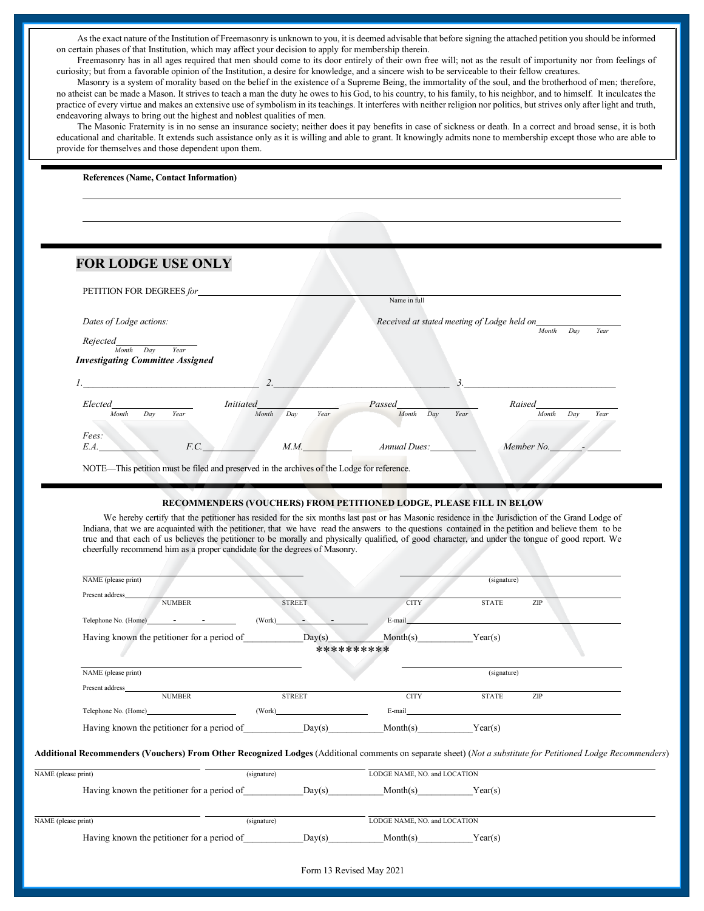As the exact nature of the Institution of Freemasonry is unknown to you, it is deemed advisable that before signing the attached petition you should be informed on certain phases of that Institution, which may affect your decision to apply for membership therein.

Freemasonry has in all ages required that men should come to its door entirely of their own free will; not as the result of importunity nor from feelings of curiosity; but from a favorable opinion of the Institution, a desire for knowledge, and a sincere wish to be serviceable to their fellow creatures.

Masonry is a system of morality based on the belief in the existence of a Supreme Being, the immortality of the soul, and the brotherhood of men; therefore, no atheist can be made a Mason. It strives to teach a man the duty he owes to his God, to his country, to his family, to his neighbor, and to himself. It inculcates the practice of every virtue and makes an extensive use of symbolism in its teachings. It interferes with neither religion nor politics, but strives only after light and truth, endeavoring always to bring out the highest and noblest qualities of men.

The Masonic Fraternity is in no sense an insurance society; neither does it pay benefits in case of sickness or death. In a correct and broad sense, it is both educational and charitable. It extends such assistance only as it is willing and able to grant. It knowingly admits none to membership except those who are able to provide for themselves and those dependent upon them.

**References (Name, Contact Information)**

______________________________________________

______________________________________________

## FOR LODGE USE ONLY

PETITION FOR DEGREES *for* ______________________________
Name in full

*Dates of Lodge actions:*

*Received at stated meeting of Lodge held on* ____________ (Month Day Year)

*Rejected* ____________ (Month Day Year)

***Investigating Committee Assigned***

*1.* ____________ *2.* ____________ *3.* ____________

*Elected* ____________ (Month Day Year) *Initiated* ____________ (Month Day Year) *Passed* ____________ (Month Day Year) *Raised* ____________ (Month Day Year)

*Fees:*
*E.A.* ________ *F.C.* ________ *M.M.* ________ *Annual Dues:* ________ *Member No.* ____-____

NOTE—This petition must be filed and preserved in the archives of the Lodge for reference.

**RECOMMENDERS (VOUCHERS) FROM PETITIONED LODGE, PLEASE FILL IN BELOW**

We hereby certify that the petitioner has resided for the six months last past or has Masonic residence in the Jurisdiction of the Grand Lodge of Indiana, that we are acquainted with the petitioner, that we have read the answers to the questions contained in the petition and believe them to be true and that each of us believes the petitioner to be morally and physically qualified, of good character, and under the tongue of good report. We cheerfully recommend him as a proper candidate for the degrees of Masonry.

NAME (please print) ______________________ (signature) ______________________

Present address ______________________
NUMBER STREET CITY STATE ZIP

Telephone No. (Home) ___-___-___ (Work) ___-___-___ E-mail ______________________

Having known the petitioner for a period of ________ Day(s) ________ Month(s) ________ Year(s)

\*\*\*\*\*\*\*\*\*\*

NAME (please print) ______________________ (signature) ______________________

Present address ______________________
NUMBER STREET CITY STATE ZIP

Telephone No. (Home) ____________ (Work) ____________ E-mail ______________________

Having known the petitioner for a period of ________ Day(s) ________ Month(s) ________ Year(s)

**Additional Recommenders (Vouchers) From Other Recognized Lodges** (Additional comments on separate sheet) (*Not a substitute for Petitioned Lodge Recommenders*)

NAME (please print) ____________ (signature) ____________ LODGE NAME, NO. and LOCATION ____________

Having known the petitioner for a period of ________ Day(s) ________ Month(s) ________ Year(s)

NAME (please print) ____________ (signature) ____________ LODGE NAME, NO. and LOCATION ____________

Having known the petitioner for a period of ________ Day(s) ________ Month(s) ________ Year(s)

Form 13 Revised May 2021